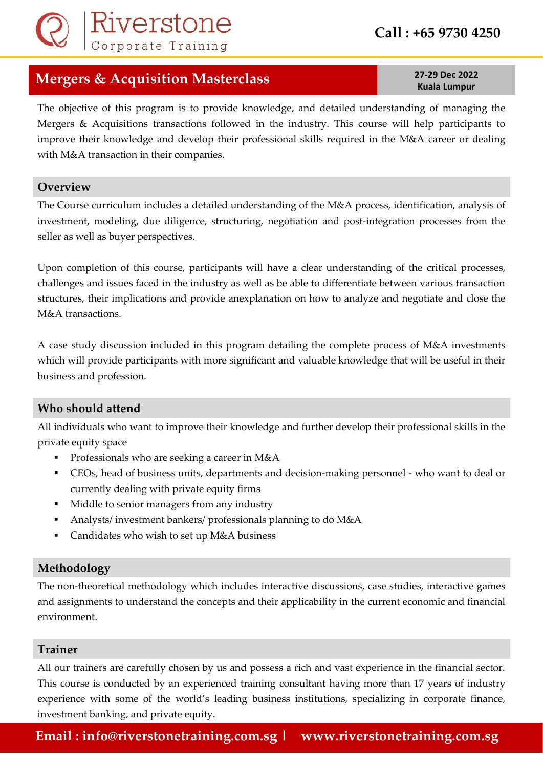# Mergers & Acquisition Masterclass

**27-29 Dec 2022**
**Kuala Lumpur**

The objective of this program is to provide knowledge, and detailed understanding of managing the Mergers & Acquisitions transactions followed in the industry. This course will help participants to improve their knowledge and develop their professional skills required in the M&A career or dealing with M&A transaction in their companies.

## Overview

The Course curriculum includes a detailed understanding of the M&A process, identification, analysis of investment, modeling, due diligence, structuring, negotiation and post-integration processes from the seller as well as buyer perspectives.

Upon completion of this course, participants will have a clear understanding of the critical processes, challenges and issues faced in the industry as well as be able to differentiate between various transaction structures, their implications and provide anexplanation on how to analyze and negotiate and close the M&A transactions.

A case study discussion included in this program detailing the complete process of M&A investments which will provide participants with more significant and valuable knowledge that will be useful in their business and profession.

## Who should attend

All individuals who want to improve their knowledge and further develop their professional skills in the private equity space

- Professionals who are seeking a career in M&A
- CEOs, head of business units, departments and decision-making personnel - who want to deal or currently dealing with private equity firms
- Middle to senior managers from any industry
- Analysts/ investment bankers/ professionals planning to do M&A
- Candidates who wish to set up M&A business

## Methodology

The non-theoretical methodology which includes interactive discussions, case studies, interactive games and assignments to understand the concepts and their applicability in the current economic and financial environment.

## Trainer

All our trainers are carefully chosen by us and possess a rich and vast experience in the financial sector. This course is conducted by an experienced training consultant having more than 17 years of industry experience with some of the world's leading business institutions, specializing in corporate finance, investment banking, and private equity.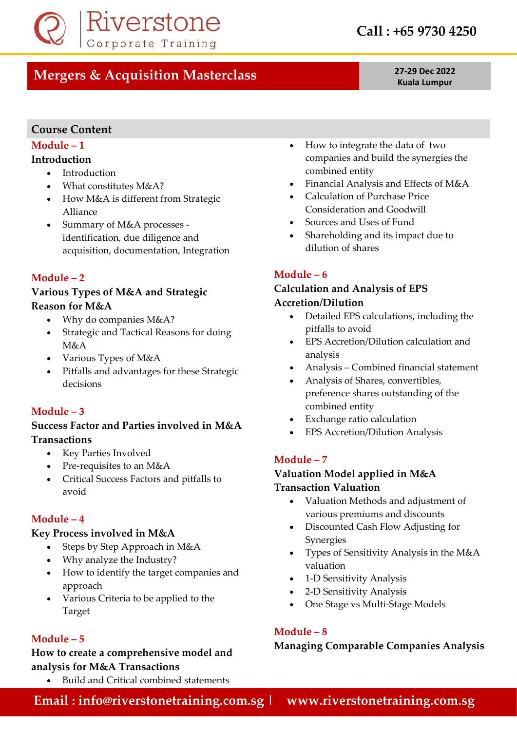# Mergers & Acquisition Masterclass

**27-29 Dec 2022**
**Kuala Lumpur**

## Course Content

### Module – 1

**Introduction**

- Introduction
- What constitutes M&A?
- How M&A is different from Strategic Alliance
- Summary of M&A processes - identification, due diligence and acquisition, documentation, Integration

### Module – 2

**Various Types of M&A and Strategic Reason for M&A**

- Why do companies M&A?
- Strategic and Tactical Reasons for doing M&A
- Various Types of M&A
- Pitfalls and advantages for these Strategic decisions

### Module – 3

**Success Factor and Parties involved in M&A Transactions**

- Key Parties Involved
- Pre-requisites to an M&A
- Critical Success Factors and pitfalls to avoid

### Module – 4

**Key Process involved in M&A**

- Steps by Step Approach in M&A
- Why analyze the Industry?
- How to identify the target companies and approach
- Various Criteria to be applied to the Target

### Module – 5

**How to create a comprehensive model and analysis for M&A Transactions**

- Build and Critical combined statements
- How to integrate the data of two companies and build the synergies the combined entity
- Financial Analysis and Effects of M&A
- Calculation of Purchase Price Consideration and Goodwill
- Sources and Uses of Fund
- Shareholding and its impact due to dilution of shares

### Module – 6

**Calculation and Analysis of EPS Accretion/Dilution**

- Detailed EPS calculations, including the pitfalls to avoid
- EPS Accretion/Dilution calculation and analysis
- Analysis – Combined financial statement
- Analysis of Shares, convertibles, preference shares outstanding of the combined entity
- Exchange ratio calculation
- EPS Accretion/Dilution Analysis

### Module – 7

**Valuation Model applied in M&A Transaction Valuation**

- Valuation Methods and adjustment of various premiums and discounts
- Discounted Cash Flow Adjusting for Synergies
- Types of Sensitivity Analysis in the M&A valuation
- 1-D Sensitivity Analysis
- 2-D Sensitivity Analysis
- One Stage vs Multi-Stage Models

### Module – 8

**Managing Comparable Companies Analysis**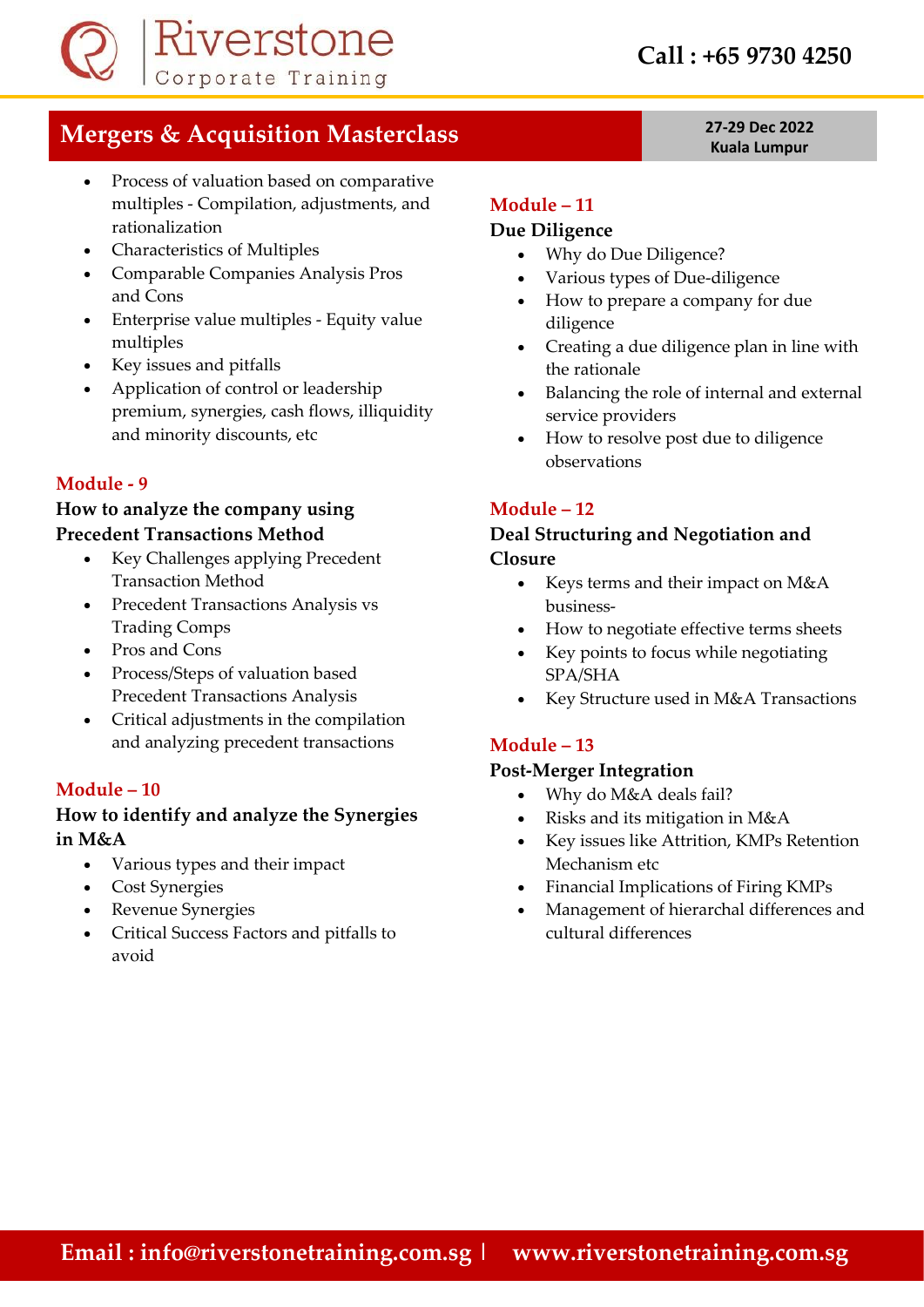# Mergers & Acquisition Masterclass

**27-29 Dec 2022**
**Kuala Lumpur**

- Process of valuation based on comparative multiples - Compilation, adjustments, and rationalization
- Characteristics of Multiples
- Comparable Companies Analysis Pros and Cons
- Enterprise value multiples - Equity value multiples
- Key issues and pitfalls
- Application of control or leadership premium, synergies, cash flows, illiquidity and minority discounts, etc

## Module - 9

### How to analyze the company using Precedent Transactions Method

- Key Challenges applying Precedent Transaction Method
- Precedent Transactions Analysis vs Trading Comps
- Pros and Cons
- Process/Steps of valuation based Precedent Transactions Analysis
- Critical adjustments in the compilation and analyzing precedent transactions

## Module – 10

### How to identify and analyze the Synergies in M&A

- Various types and their impact
- Cost Synergies
- Revenue Synergies
- Critical Success Factors and pitfalls to avoid

## Module – 11

### Due Diligence

- Why do Due Diligence?
- Various types of Due-diligence
- How to prepare a company for due diligence
- Creating a due diligence plan in line with the rationale
- Balancing the role of internal and external service providers
- How to resolve post due to diligence observations

## Module – 12

### Deal Structuring and Negotiation and Closure

- Keys terms and their impact on M&A business-
- How to negotiate effective terms sheets
- Key points to focus while negotiating SPA/SHA
- Key Structure used in M&A Transactions

## Module – 13

### Post-Merger Integration

- Why do M&A deals fail?
- Risks and its mitigation in M&A
- Key issues like Attrition, KMPs Retention Mechanism etc
- Financial Implications of Firing KMPs
- Management of hierarchal differences and cultural differences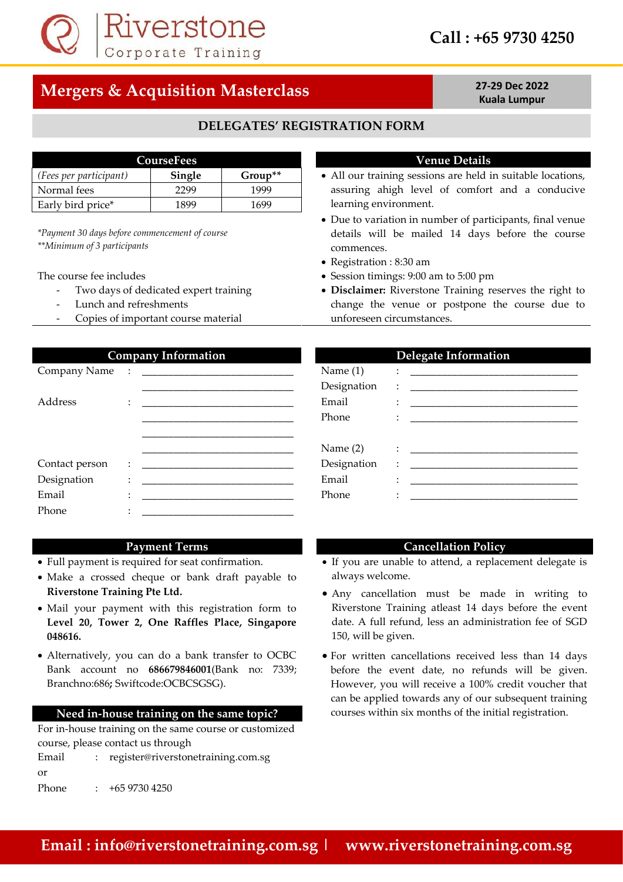Riverstone Corporate Training

**Call : +65 9730 4250**

# Mergers & Acquisition Masterclass

**27-29 Dec 2022**
**Kuala Lumpur**

## DELEGATES' REGISTRATION FORM

| CourseFees | | |
|---|---|---|
| *(Fees per participant)* | **Single** | **Group\*\*** |
| Normal fees | 2299 | 1999 |
| Early bird price* | 1899 | 1699 |

*\*Payment 30 days before commencement of course*
*\*\*Minimum of 3 participants*

The course fee includes

- Two days of dedicated expert training
- Lunch and refreshments
- Copies of important course material

### Venue Details

- All our training sessions are held in suitable locations, assuring ahigh level of comfort and a conducive learning environment.
- Due to variation in number of participants, final venue details will be mailed 14 days before the course commences.
- Registration : 8:30 am
- Session timings: 9:00 am to 5:00 pm
- **Disclaimer:** Riverstone Training reserves the right to change the venue or postpone the course due to unforeseen circumstances.

### Company Information

Company Name : ____________________________
____________________________
Address : ____________________________
____________________________
____________________________
____________________________
Contact person : ____________________________
Designation : ____________________________
Email : ____________________________
Phone : ____________________________

### Delegate Information

Name (1) : ________________________________
Designation : ________________________________
Email : ________________________________
Phone : ________________________________

Name (2) : ________________________________
Designation : ________________________________
Email : ________________________________
Phone : ________________________________

### Payment Terms

- Full payment is required for seat confirmation.
- Make a crossed cheque or bank draft payable to **Riverstone Training Pte Ltd.**
- Mail your payment with this registration form to **Level 20, Tower 2, One Raffles Place, Singapore 048616.**
- Alternatively, you can do a bank transfer to OCBC Bank account no **686679846001**(Bank no: 7339; Branchno:686**;** Swiftcode:OCBCSGSG).

### Need in-house training on the same topic?

For in-house training on the same course or customized course, please contact us through

Email : register@riverstonetraining.com.sg
or
Phone : +65 9730 4250

### Cancellation Policy

- If you are unable to attend, a replacement delegate is always welcome.
- Any cancellation must be made in writing to Riverstone Training atleast 14 days before the event date. A full refund, less an administration fee of SGD 150, will be given.
- For written cancellations received less than 14 days before the event date, no refunds will be given. However, you will receive a 100% credit voucher that can be applied towards any of our subsequent training courses within six months of the initial registration.

**Email : info@riverstonetraining.com.sg | www.riverstonetraining.com.sg**